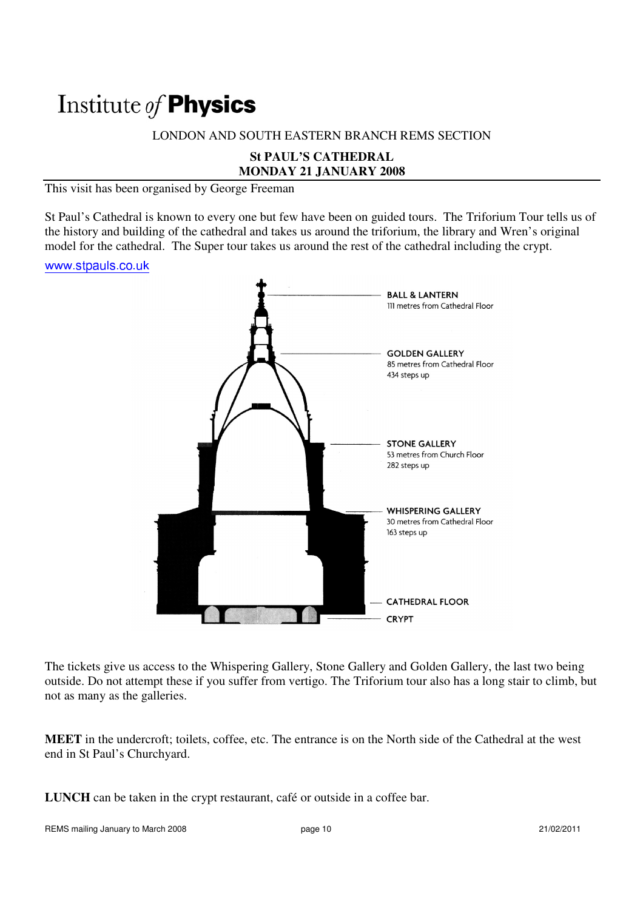# Institute *of* **Physics**

LONDON AND SOUTH EASTERN BRANCH REMS SECTION

**St PAUL'S CATHEDRAL**
**MONDAY 21 JANUARY 2008**

This visit has been organised by George Freeman

St Paul's Cathedral is known to every one but few have been on guided tours. The Triforium Tour tells us of the history and building of the cathedral and takes us around the triforium, the library and Wren's original model for the cathedral. The Super tour takes us around the rest of the cathedral including the crypt.

www.stpauls.co.uk

**BALL & LANTERN**
111 metres from Cathedral Floor

**GOLDEN GALLERY**
85 metres from Cathedral Floor
434 steps up

**STONE GALLERY**
53 metres from Church Floor
282 steps up

**WHISPERING GALLERY**
30 metres from Cathedral Floor
163 steps up

**CATHEDRAL FLOOR**

**CRYPT**

The tickets give us access to the Whispering Gallery, Stone Gallery and Golden Gallery, the last two being outside. Do not attempt these if you suffer from vertigo. The Triforium tour also has a long stair to climb, but not as many as the galleries.

**MEET** in the undercroft; toilets, coffee, etc. The entrance is on the North side of the Cathedral at the west end in St Paul's Churchyard.

**LUNCH** can be taken in the crypt restaurant, café or outside in a coffee bar.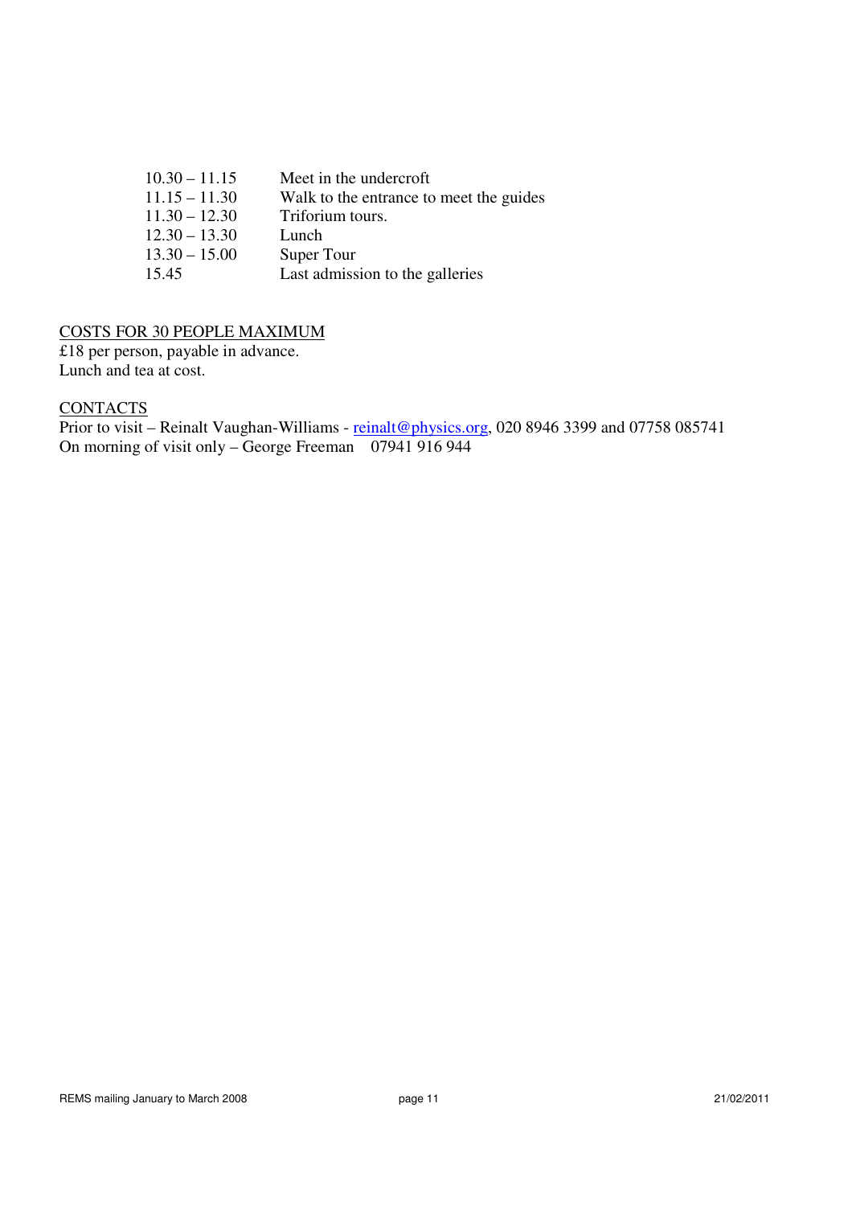| | |
|---|---|
| 10.30 – 11.15 | Meet in the undercroft |
| 11.15 – 11.30 | Walk to the entrance to meet the guides |
| 11.30 – 12.30 | Triforium tours. |
| 12.30 – 13.30 | Lunch |
| 13.30 – 15.00 | Super Tour |
| 15.45 | Last admission to the galleries |

COSTS FOR 30 PEOPLE MAXIMUM

£18 per person, payable in advance.
Lunch and tea at cost.

CONTACTS

Prior to visit – Reinalt Vaughan-Williams - reinalt@physics.org, 020 8946 3399 and 07758 085741
On morning of visit only – George Freeman 07941 916 944